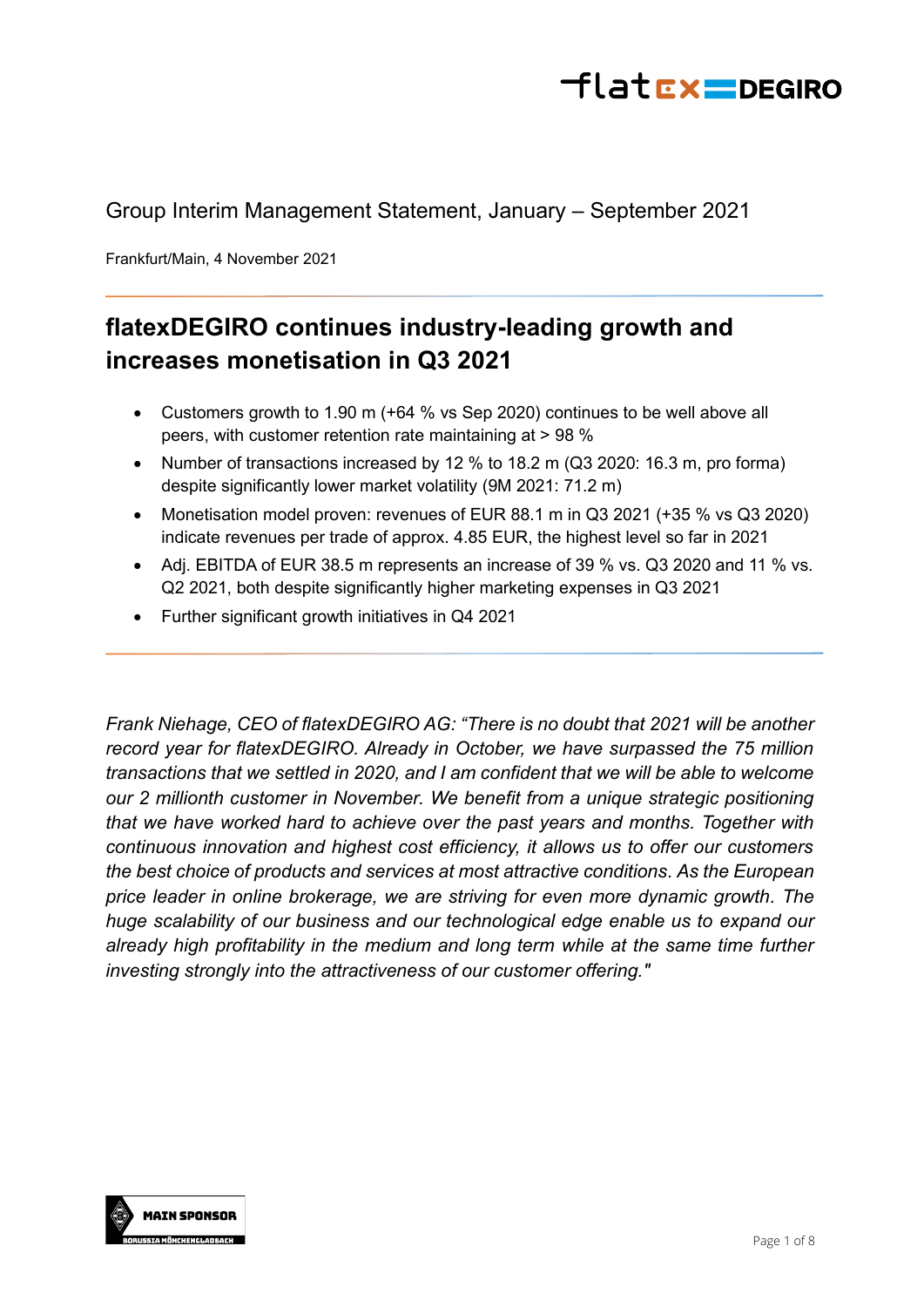Group Interim Management Statement, January – September 2021

Frankfurt/Main, 4 November 2021

# flatexDEGIRO continues industry-leading growth and increases monetisation in Q3 2021

- Customers growth to 1.90 m (+64 % vs Sep 2020) continues to be well above all peers, with customer retention rate maintaining at > 98 %
- Number of transactions increased by 12 % to 18.2 m (Q3 2020: 16.3 m, pro forma) despite significantly lower market volatility (9M 2021: 71.2 m)
- Monetisation model proven: revenues of EUR 88.1 m in Q3 2021 (+35 % vs Q3 2020) indicate revenues per trade of approx. 4.85 EUR, the highest level so far in 2021
- Adj. EBITDA of EUR 38.5 m represents an increase of 39 % vs. Q3 2020 and 11 % vs. Q2 2021, both despite significantly higher marketing expenses in Q3 2021
- Further significant growth initiatives in Q4 2021

*Frank Niehage, CEO of flatexDEGIRO AG: "There is no doubt that 2021 will be another record year for flatexDEGIRO. Already in October, we have surpassed the 75 million transactions that we settled in 2020, and I am confident that we will be able to welcome our 2 millionth customer in November. We benefit from a unique strategic positioning that we have worked hard to achieve over the past years and months. Together with continuous innovation and highest cost efficiency, it allows us to offer our customers the best choice of products and services at most attractive conditions. As the European price leader in online brokerage, we are striving for even more dynamic growth. The huge scalability of our business and our technological edge enable us to expand our already high profitability in the medium and long term while at the same time further investing strongly into the attractiveness of our customer offering."*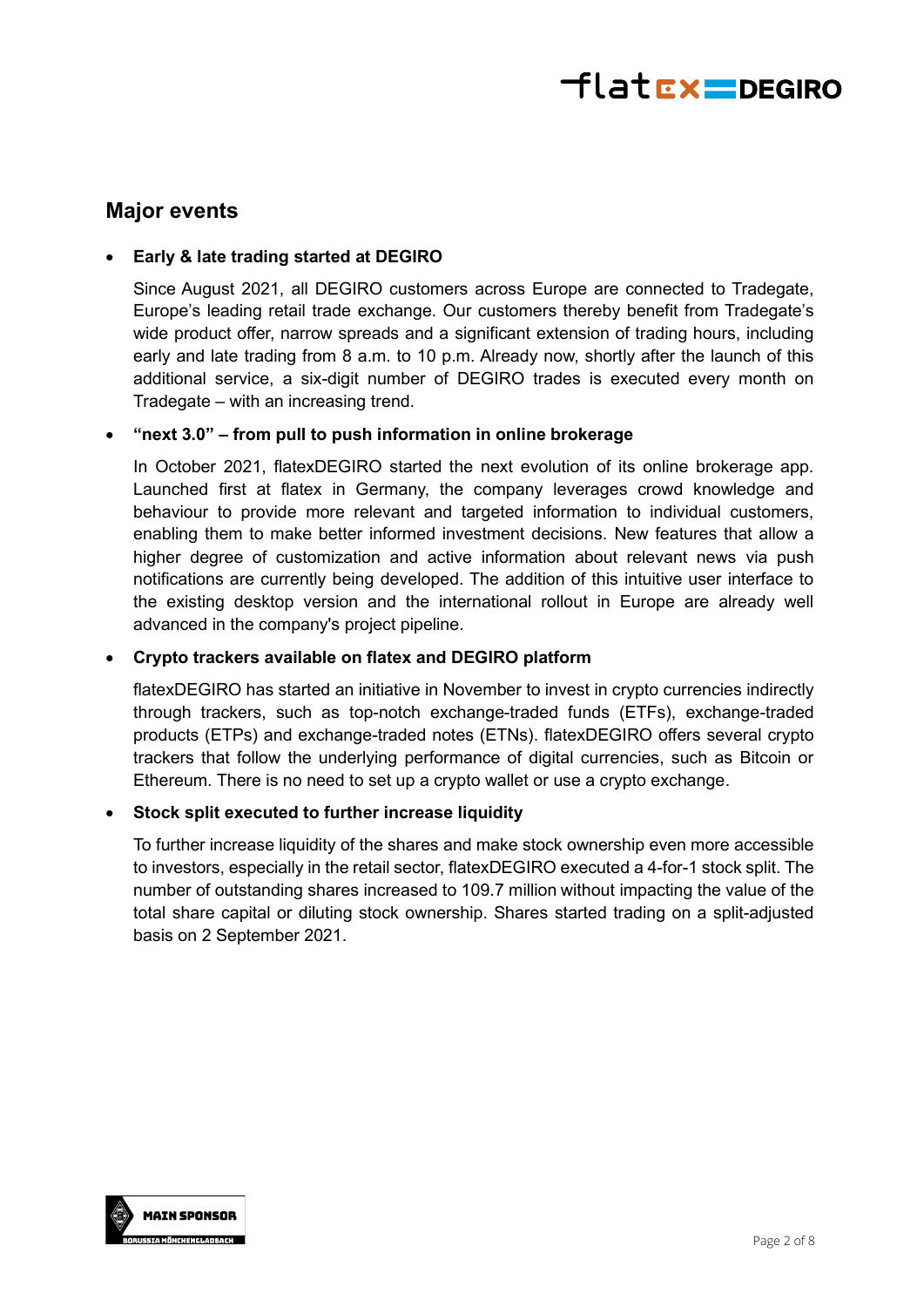## Major events

- **Early & late trading started at DEGIRO**

  Since August 2021, all DEGIRO customers across Europe are connected to Tradegate, Europe's leading retail trade exchange. Our customers thereby benefit from Tradegate's wide product offer, narrow spreads and a significant extension of trading hours, including early and late trading from 8 a.m. to 10 p.m. Already now, shortly after the launch of this additional service, a six-digit number of DEGIRO trades is executed every month on Tradegate – with an increasing trend.

- **"next 3.0" – from pull to push information in online brokerage**

  In October 2021, flatexDEGIRO started the next evolution of its online brokerage app. Launched first at flatex in Germany, the company leverages crowd knowledge and behaviour to provide more relevant and targeted information to individual customers, enabling them to make better informed investment decisions. New features that allow a higher degree of customization and active information about relevant news via push notifications are currently being developed. The addition of this intuitive user interface to the existing desktop version and the international rollout in Europe are already well advanced in the company's project pipeline.

- **Crypto trackers available on flatex and DEGIRO platform**

  flatexDEGIRO has started an initiative in November to invest in crypto currencies indirectly through trackers, such as top-notch exchange-traded funds (ETFs), exchange-traded products (ETPs) and exchange-traded notes (ETNs). flatexDEGIRO offers several crypto trackers that follow the underlying performance of digital currencies, such as Bitcoin or Ethereum. There is no need to set up a crypto wallet or use a crypto exchange.

- **Stock split executed to further increase liquidity**

  To further increase liquidity of the shares and make stock ownership even more accessible to investors, especially in the retail sector, flatexDEGIRO executed a 4-for-1 stock split. The number of outstanding shares increased to 109.7 million without impacting the value of the total share capital or diluting stock ownership. Shares started trading on a split-adjusted basis on 2 September 2021.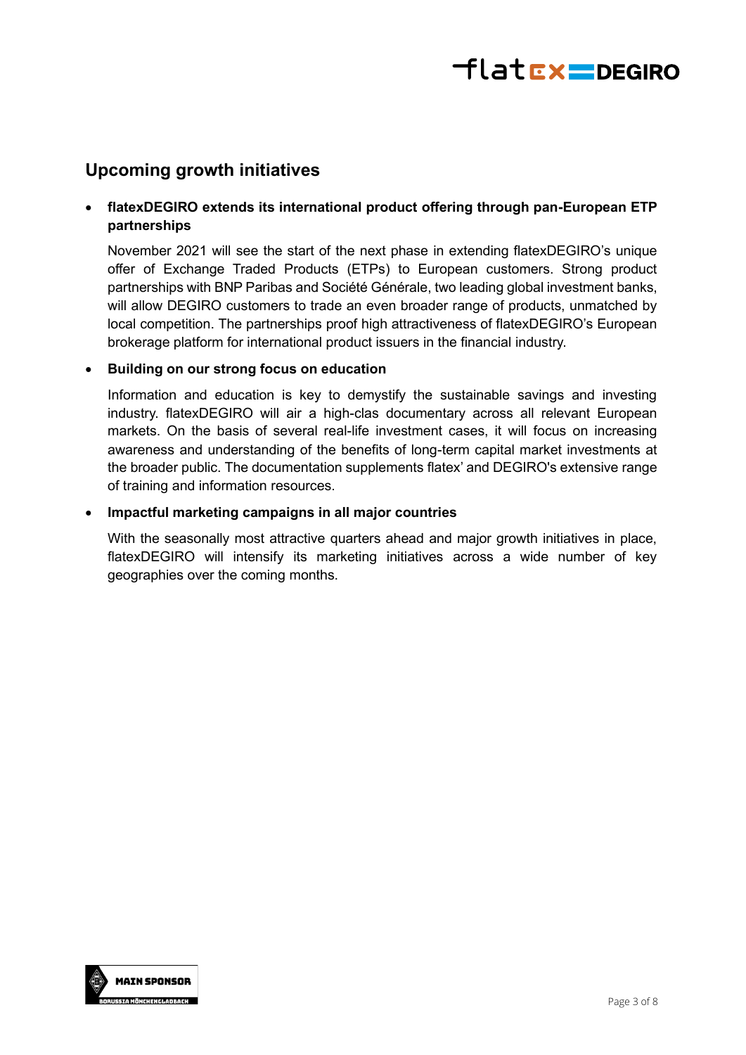## Upcoming growth initiatives

- **flatexDEGIRO extends its international product offering through pan-European ETP partnerships**

  November 2021 will see the start of the next phase in extending flatexDEGIRO's unique offer of Exchange Traded Products (ETPs) to European customers. Strong product partnerships with BNP Paribas and Société Générale, two leading global investment banks, will allow DEGIRO customers to trade an even broader range of products, unmatched by local competition. The partnerships proof high attractiveness of flatexDEGIRO's European brokerage platform for international product issuers in the financial industry.

- **Building on our strong focus on education**

  Information and education is key to demystify the sustainable savings and investing industry. flatexDEGIRO will air a high-clas documentary across all relevant European markets. On the basis of several real-life investment cases, it will focus on increasing awareness and understanding of the benefits of long-term capital market investments at the broader public. The documentation supplements flatex' and DEGIRO's extensive range of training and information resources.

- **Impactful marketing campaigns in all major countries**

  With the seasonally most attractive quarters ahead and major growth initiatives in place, flatexDEGIRO will intensify its marketing initiatives across a wide number of key geographies over the coming months.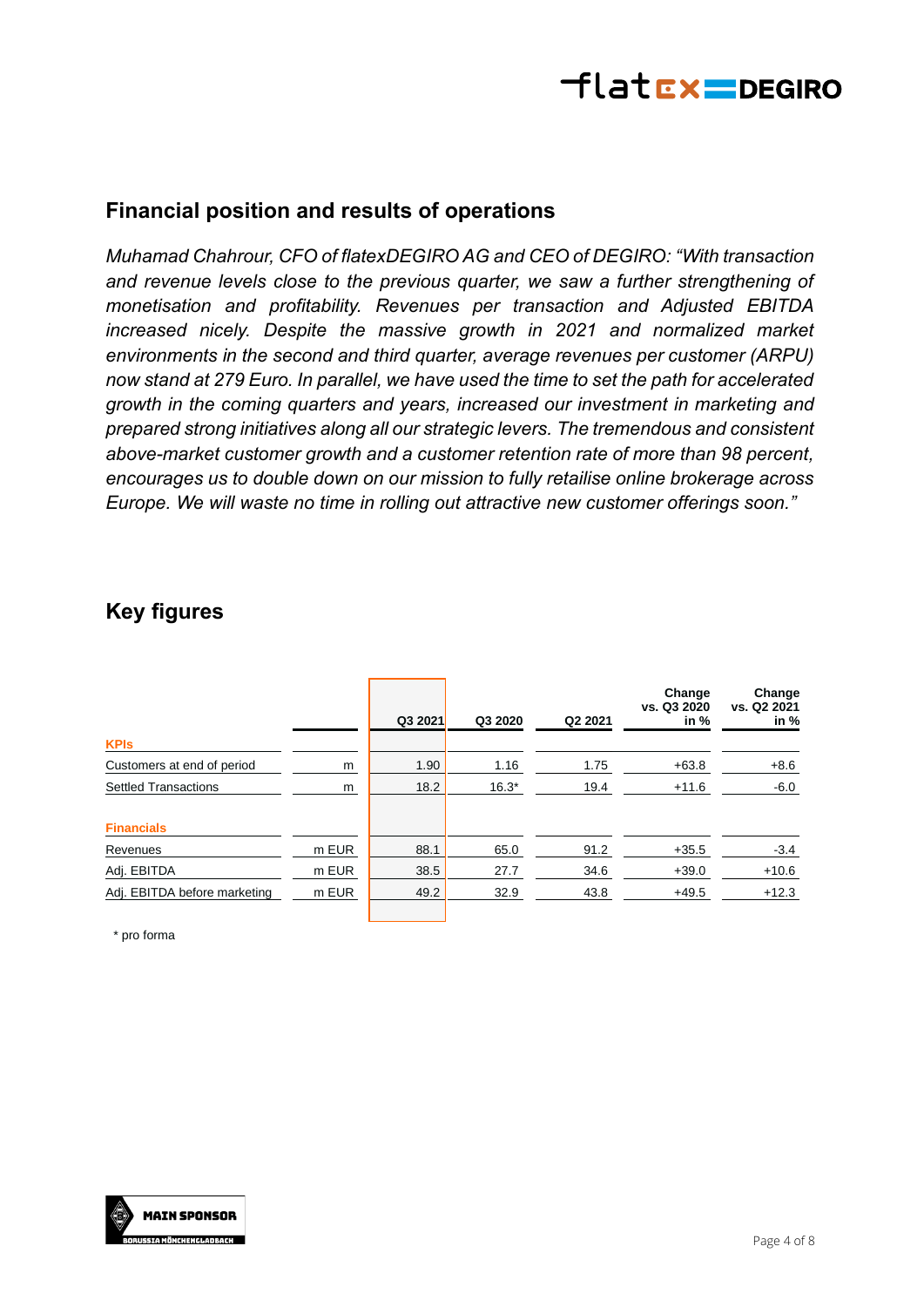## Financial position and results of operations

*Muhamad Chahrour, CFO of flatexDEGIRO AG and CEO of DEGIRO: "With transaction and revenue levels close to the previous quarter, we saw a further strengthening of monetisation and profitability. Revenues per transaction and Adjusted EBITDA increased nicely. Despite the massive growth in 2021 and normalized market environments in the second and third quarter, average revenues per customer (ARPU) now stand at 279 Euro. In parallel, we have used the time to set the path for accelerated growth in the coming quarters and years, increased our investment in marketing and prepared strong initiatives along all our strategic levers. The tremendous and consistent above-market customer growth and a customer retention rate of more than 98 percent, encourages us to double down on our mission to fully retailise online brokerage across Europe. We will waste no time in rolling out attractive new customer offerings soon."*

## Key figures

| | | Q3 2021 | Q3 2020 | Q2 2021 | Change vs. Q3 2020 in % | Change vs. Q2 2021 in % |
|---|---|---|---|---|---|---|
| **KPIs** | | | | | | |
| Customers at end of period | m | 1.90 | 1.16 | 1.75 | +63.8 | +8.6 |
| Settled Transactions | m | 18.2 | 16.3* | 19.4 | +11.6 | -6.0 |
| **Financials** | | | | | | |
| Revenues | m EUR | 88.1 | 65.0 | 91.2 | +35.5 | -3.4 |
| Adj. EBITDA | m EUR | 38.5 | 27.7 | 34.6 | +39.0 | +10.6 |
| Adj. EBITDA before marketing | m EUR | 49.2 | 32.9 | 43.8 | +49.5 | +12.3 |

\* pro forma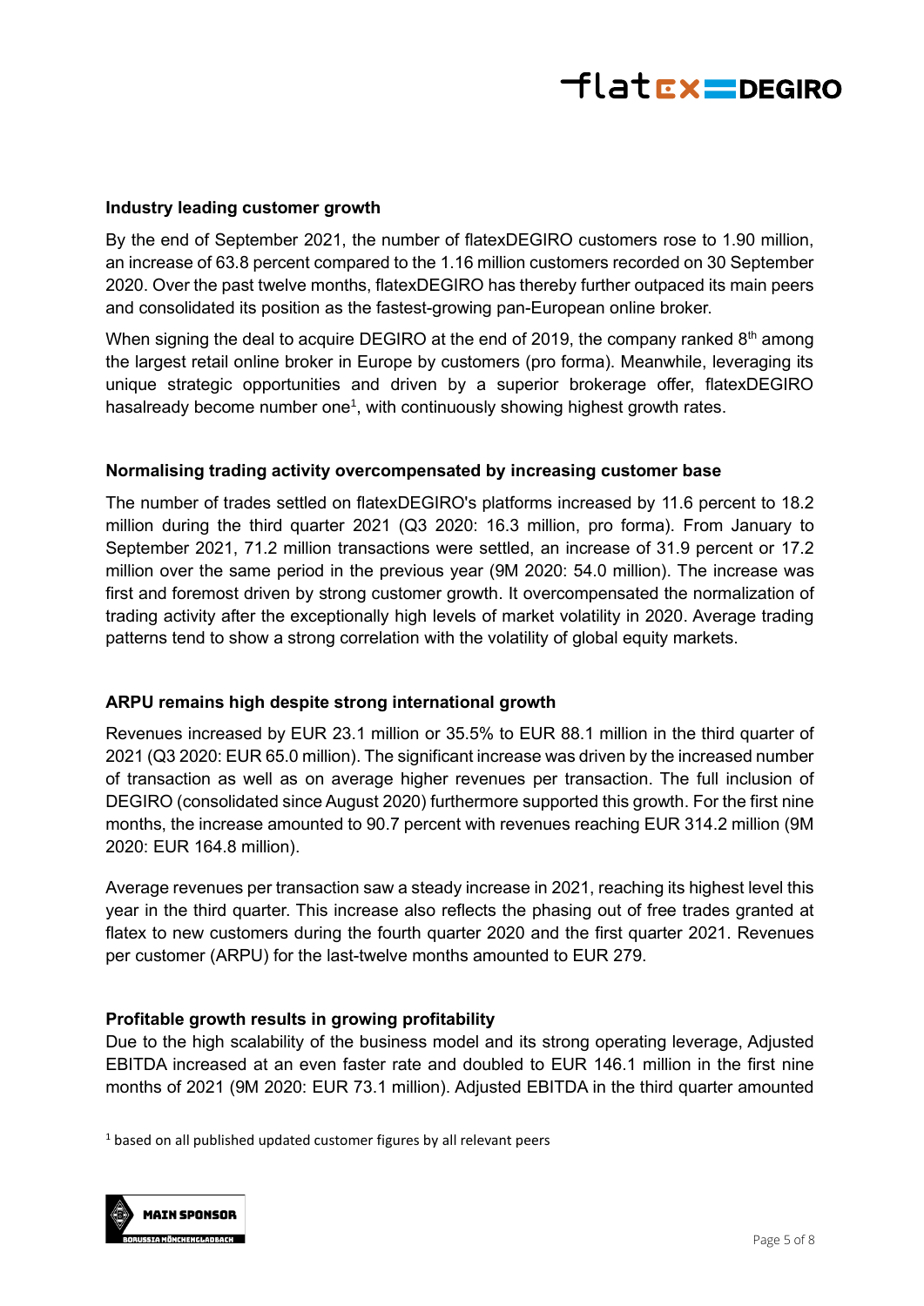**Industry leading customer growth**

By the end of September 2021, the number of flatexDEGIRO customers rose to 1.90 million, an increase of 63.8 percent compared to the 1.16 million customers recorded on 30 September 2020. Over the past twelve months, flatexDEGIRO has thereby further outpaced its main peers and consolidated its position as the fastest-growing pan-European online broker.

When signing the deal to acquire DEGIRO at the end of 2019, the company ranked 8th among the largest retail online broker in Europe by customers (pro forma). Meanwhile, leveraging its unique strategic opportunities and driven by a superior brokerage offer, flatexDEGIRO hasalready become number one[1], with continuously showing highest growth rates.

**Normalising trading activity overcompensated by increasing customer base**

The number of trades settled on flatexDEGIRO's platforms increased by 11.6 percent to 18.2 million during the third quarter 2021 (Q3 2020: 16.3 million, pro forma). From January to September 2021, 71.2 million transactions were settled, an increase of 31.9 percent or 17.2 million over the same period in the previous year (9M 2020: 54.0 million). The increase was first and foremost driven by strong customer growth. It overcompensated the normalization of trading activity after the exceptionally high levels of market volatility in 2020. Average trading patterns tend to show a strong correlation with the volatility of global equity markets.

**ARPU remains high despite strong international growth**

Revenues increased by EUR 23.1 million or 35.5% to EUR 88.1 million in the third quarter of 2021 (Q3 2020: EUR 65.0 million). The significant increase was driven by the increased number of transaction as well as on average higher revenues per transaction. The full inclusion of DEGIRO (consolidated since August 2020) furthermore supported this growth. For the first nine months, the increase amounted to 90.7 percent with revenues reaching EUR 314.2 million (9M 2020: EUR 164.8 million).

Average revenues per transaction saw a steady increase in 2021, reaching its highest level this year in the third quarter. This increase also reflects the phasing out of free trades granted at flatex to new customers during the fourth quarter 2020 and the first quarter 2021. Revenues per customer (ARPU) for the last-twelve months amounted to EUR 279.

**Profitable growth results in growing profitability**

Due to the high scalability of the business model and its strong operating leverage, Adjusted EBITDA increased at an even faster rate and doubled to EUR 146.1 million in the first nine months of 2021 (9M 2020: EUR 73.1 million). Adjusted EBITDA in the third quarter amounted

[1] based on all published updated customer figures by all relevant peers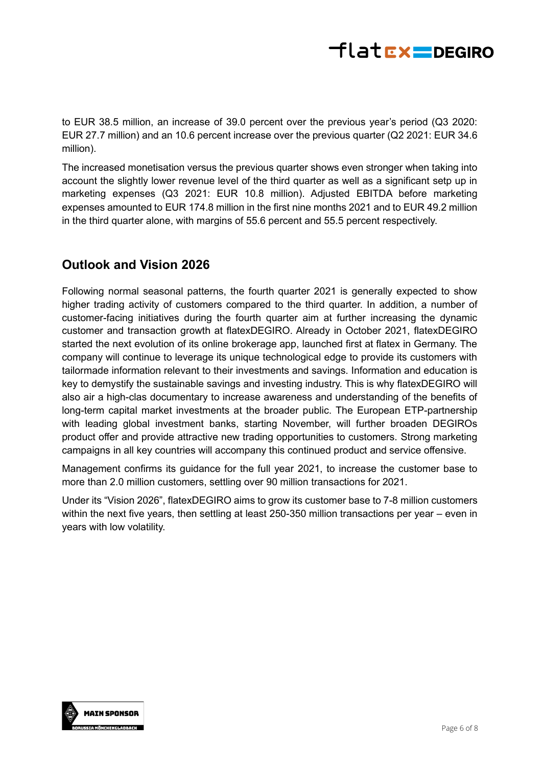to EUR 38.5 million, an increase of 39.0 percent over the previous year's period (Q3 2020: EUR 27.7 million) and an 10.6 percent increase over the previous quarter (Q2 2021: EUR 34.6 million).

The increased monetisation versus the previous quarter shows even stronger when taking into account the slightly lower revenue level of the third quarter as well as a significant setp up in marketing expenses (Q3 2021: EUR 10.8 million). Adjusted EBITDA before marketing expenses amounted to EUR 174.8 million in the first nine months 2021 and to EUR 49.2 million in the third quarter alone, with margins of 55.6 percent and 55.5 percent respectively.

## Outlook and Vision 2026

Following normal seasonal patterns, the fourth quarter 2021 is generally expected to show higher trading activity of customers compared to the third quarter. In addition, a number of customer-facing initiatives during the fourth quarter aim at further increasing the dynamic customer and transaction growth at flatexDEGIRO. Already in October 2021, flatexDEGIRO started the next evolution of its online brokerage app, launched first at flatex in Germany. The company will continue to leverage its unique technological edge to provide its customers with tailormade information relevant to their investments and savings. Information and education is key to demystify the sustainable savings and investing industry. This is why flatexDEGIRO will also air a high-clas documentary to increase awareness and understanding of the benefits of long-term capital market investments at the broader public. The European ETP-partnership with leading global investment banks, starting November, will further broaden DEGIROs product offer and provide attractive new trading opportunities to customers. Strong marketing campaigns in all key countries will accompany this continued product and service offensive.

Management confirms its guidance for the full year 2021, to increase the customer base to more than 2.0 million customers, settling over 90 million transactions for 2021.

Under its "Vision 2026", flatexDEGIRO aims to grow its customer base to 7-8 million customers within the next five years, then settling at least 250-350 million transactions per year – even in years with low volatility.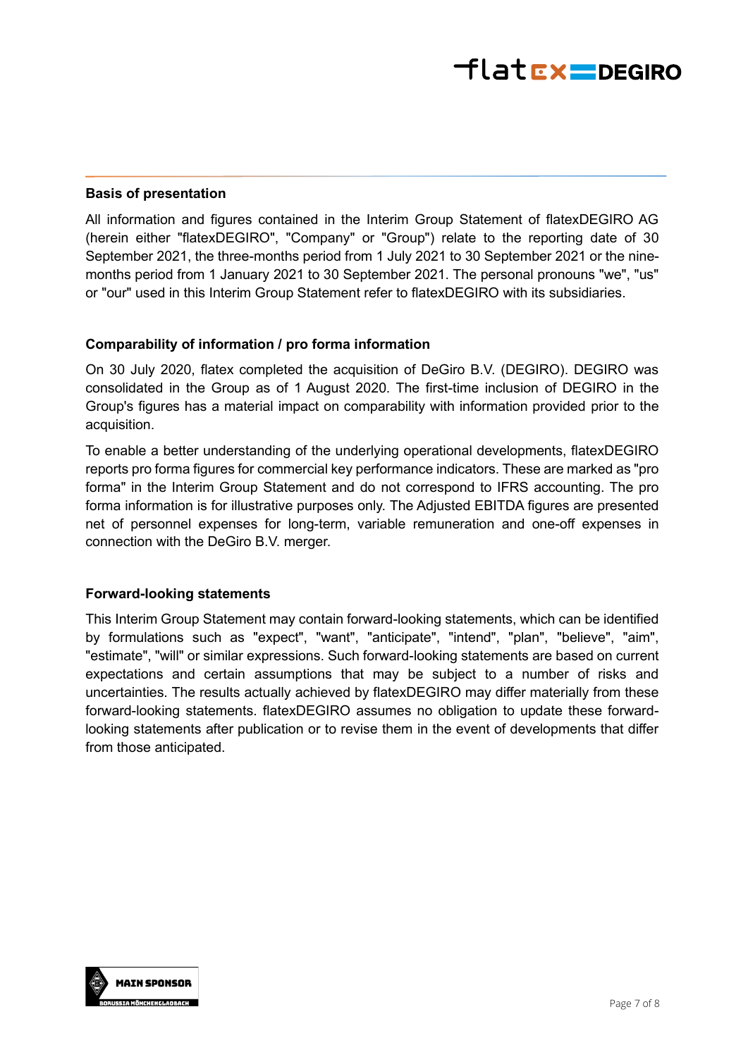## Basis of presentation

All information and figures contained in the Interim Group Statement of flatexDEGIRO AG (herein either "flatexDEGIRO", "Company" or "Group") relate to the reporting date of 30 September 2021, the three-months period from 1 July 2021 to 30 September 2021 or the nine-months period from 1 January 2021 to 30 September 2021. The personal pronouns "we", "us" or "our" used in this Interim Group Statement refer to flatexDEGIRO with its subsidiaries.

## Comparability of information / pro forma information

On 30 July 2020, flatex completed the acquisition of DeGiro B.V. (DEGIRO). DEGIRO was consolidated in the Group as of 1 August 2020. The first-time inclusion of DEGIRO in the Group's figures has a material impact on comparability with information provided prior to the acquisition.

To enable a better understanding of the underlying operational developments, flatexDEGIRO reports pro forma figures for commercial key performance indicators. These are marked as "pro forma" in the Interim Group Statement and do not correspond to IFRS accounting. The pro forma information is for illustrative purposes only. The Adjusted EBITDA figures are presented net of personnel expenses for long-term, variable remuneration and one-off expenses in connection with the DeGiro B.V. merger.

## Forward-looking statements

This Interim Group Statement may contain forward-looking statements, which can be identified by formulations such as "expect", "want", "anticipate", "intend", "plan", "believe", "aim", "estimate", "will" or similar expressions. Such forward-looking statements are based on current expectations and certain assumptions that may be subject to a number of risks and uncertainties. The results actually achieved by flatexDEGIRO may differ materially from these forward-looking statements. flatexDEGIRO assumes no obligation to update these forward-looking statements after publication or to revise them in the event of developments that differ from those anticipated.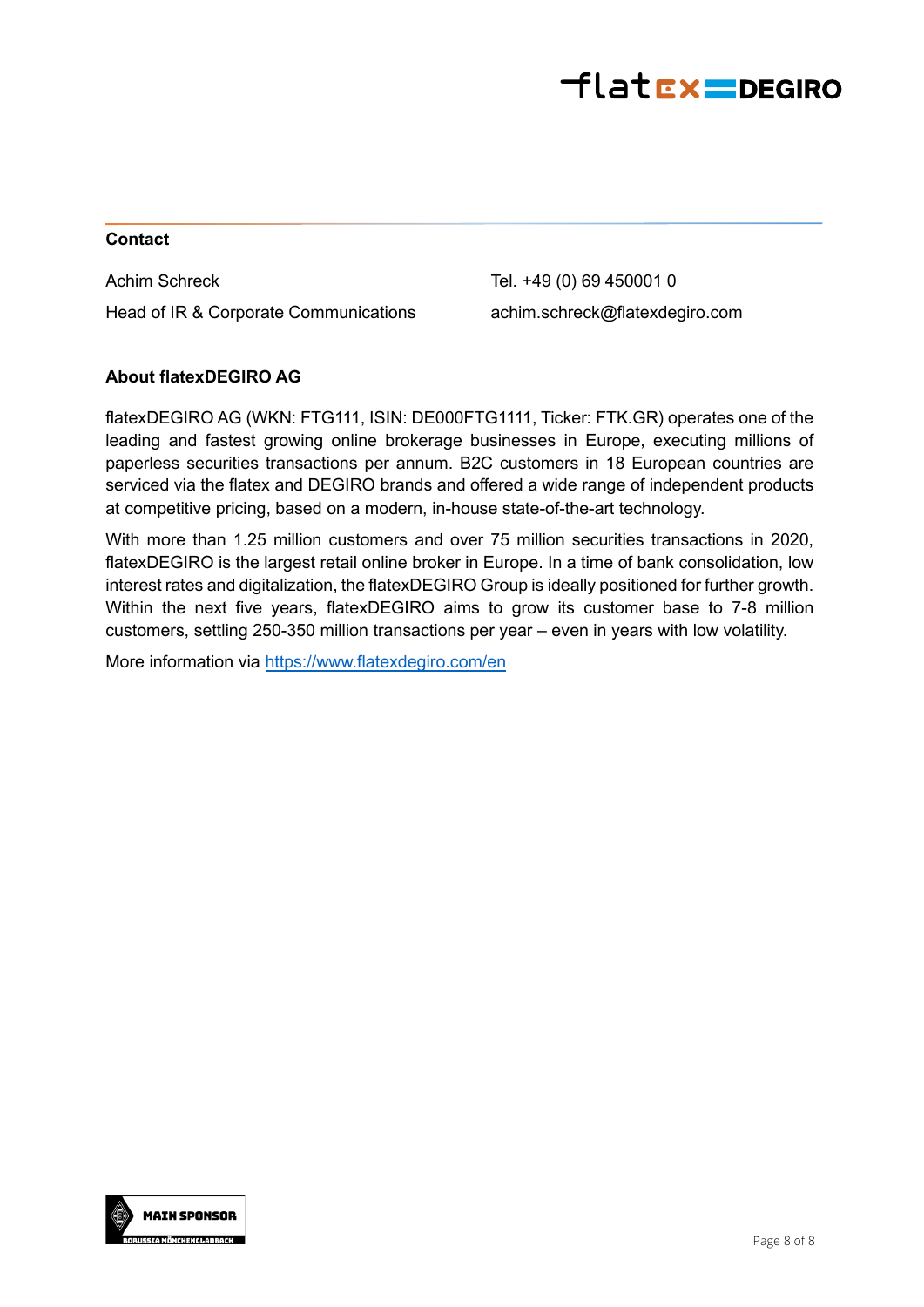**Contact**

Achim Schreck
Head of IR & Corporate Communications

Tel. +49 (0) 69 450001 0
achim.schreck@flatexdegiro.com

**About flatexDEGIRO AG**

flatexDEGIRO AG (WKN: FTG111, ISIN: DE000FTG1111, Ticker: FTK.GR) operates one of the leading and fastest growing online brokerage businesses in Europe, executing millions of paperless securities transactions per annum. B2C customers in 18 European countries are serviced via the flatex and DEGIRO brands and offered a wide range of independent products at competitive pricing, based on a modern, in-house state-of-the-art technology.

With more than 1.25 million customers and over 75 million securities transactions in 2020, flatexDEGIRO is the largest retail online broker in Europe. In a time of bank consolidation, low interest rates and digitalization, the flatexDEGIRO Group is ideally positioned for further growth. Within the next five years, flatexDEGIRO aims to grow its customer base to 7-8 million customers, settling 250-350 million transactions per year – even in years with low volatility.

More information via [https://www.flatexdegiro.com/en](https://www.flatexdegiro.com/en)